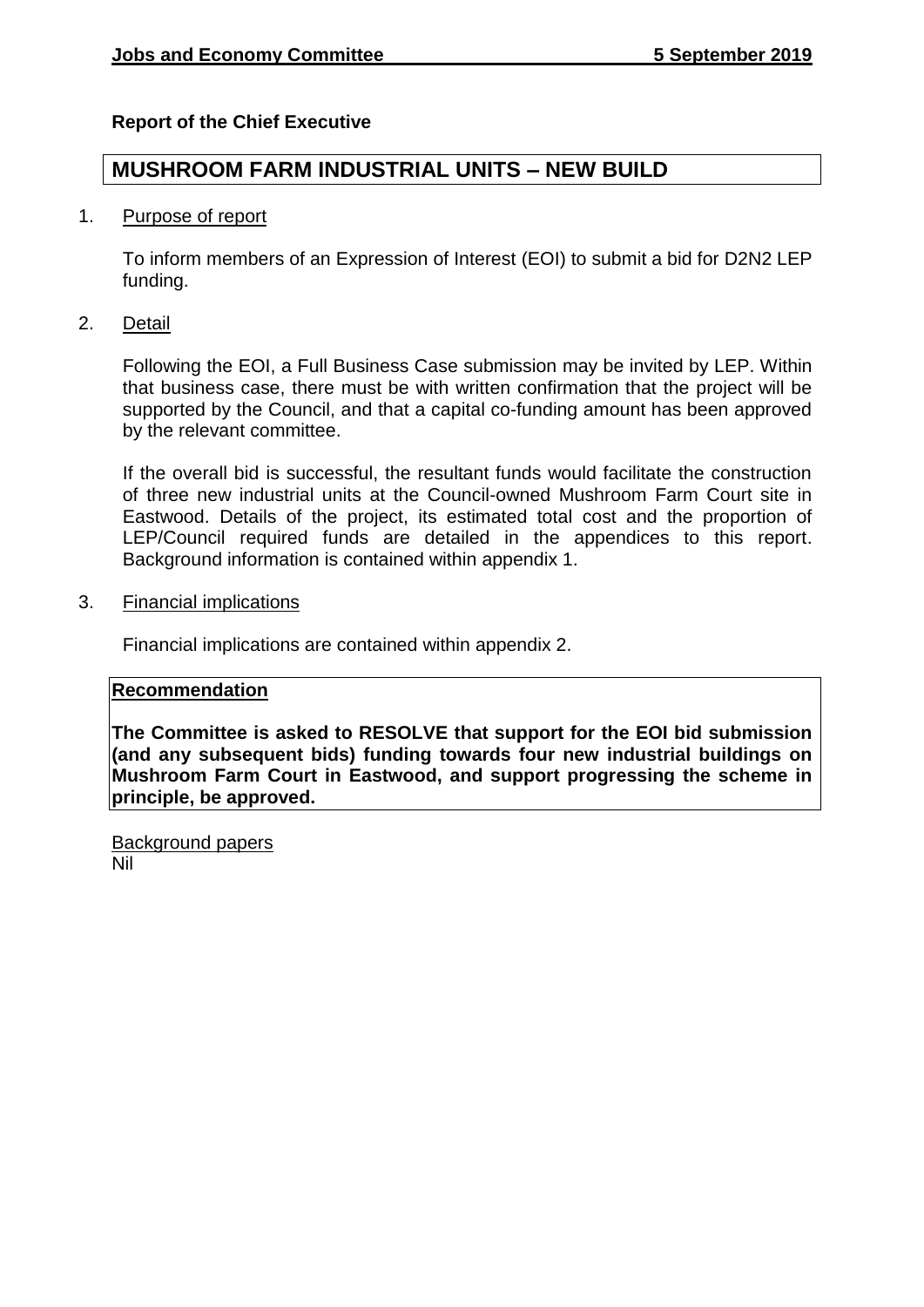**Jobs and Economy Committee 5 September 2019**

**Report of the Chief Executive**

# MUSHROOM FARM INDUSTRIAL UNITS – NEW BUILD

1. Purpose of report

   To inform members of an Expression of Interest (EOI) to submit a bid for D2N2 LEP funding.

2. Detail

   Following the EOI, a Full Business Case submission may be invited by LEP. Within that business case, there must be with written confirmation that the project will be supported by the Council, and that a capital co-funding amount has been approved by the relevant committee.

   If the overall bid is successful, the resultant funds would facilitate the construction of three new industrial units at the Council-owned Mushroom Farm Court site in Eastwood. Details of the project, its estimated total cost and the proportion of LEP/Council required funds are detailed in the appendices to this report. Background information is contained within appendix 1.

3. Financial implications

   Financial implications are contained within appendix 2.

**Recommendation**

**The Committee is asked to RESOLVE that support for the EOI bid submission (and any subsequent bids) funding towards four new industrial buildings on Mushroom Farm Court in Eastwood, and support progressing the scheme in principle, be approved.**

Background papers
Nil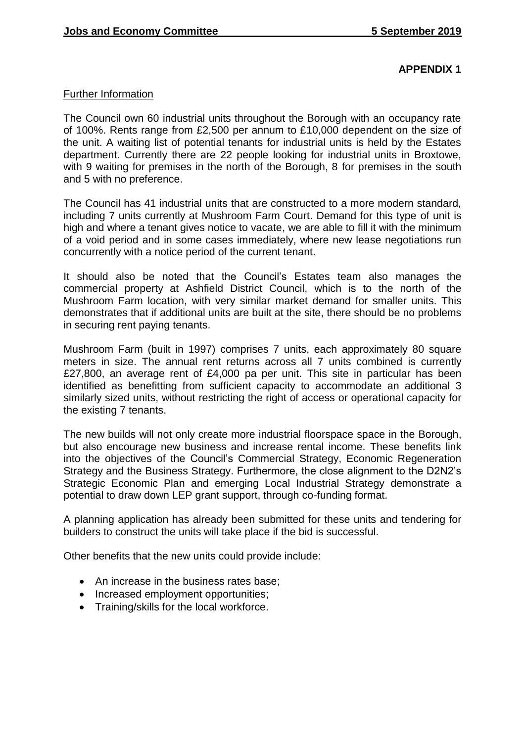**APPENDIX 1**

Further Information

The Council own 60 industrial units throughout the Borough with an occupancy rate of 100%. Rents range from £2,500 per annum to £10,000 dependent on the size of the unit. A waiting list of potential tenants for industrial units is held by the Estates department. Currently there are 22 people looking for industrial units in Broxtowe, with 9 waiting for premises in the north of the Borough, 8 for premises in the south and 5 with no preference.

The Council has 41 industrial units that are constructed to a more modern standard, including 7 units currently at Mushroom Farm Court. Demand for this type of unit is high and where a tenant gives notice to vacate, we are able to fill it with the minimum of a void period and in some cases immediately, where new lease negotiations run concurrently with a notice period of the current tenant.

It should also be noted that the Council's Estates team also manages the commercial property at Ashfield District Council, which is to the north of the Mushroom Farm location, with very similar market demand for smaller units. This demonstrates that if additional units are built at the site, there should be no problems in securing rent paying tenants.

Mushroom Farm (built in 1997) comprises 7 units, each approximately 80 square meters in size. The annual rent returns across all 7 units combined is currently £27,800, an average rent of £4,000 pa per unit. This site in particular has been identified as benefitting from sufficient capacity to accommodate an additional 3 similarly sized units, without restricting the right of access or operational capacity for the existing 7 tenants.

The new builds will not only create more industrial floorspace space in the Borough, but also encourage new business and increase rental income. These benefits link into the objectives of the Council's Commercial Strategy, Economic Regeneration Strategy and the Business Strategy. Furthermore, the close alignment to the D2N2's Strategic Economic Plan and emerging Local Industrial Strategy demonstrate a potential to draw down LEP grant support, through co-funding format.

A planning application has already been submitted for these units and tendering for builders to construct the units will take place if the bid is successful.

Other benefits that the new units could provide include:

- An increase in the business rates base;
- Increased employment opportunities;
- Training/skills for the local workforce.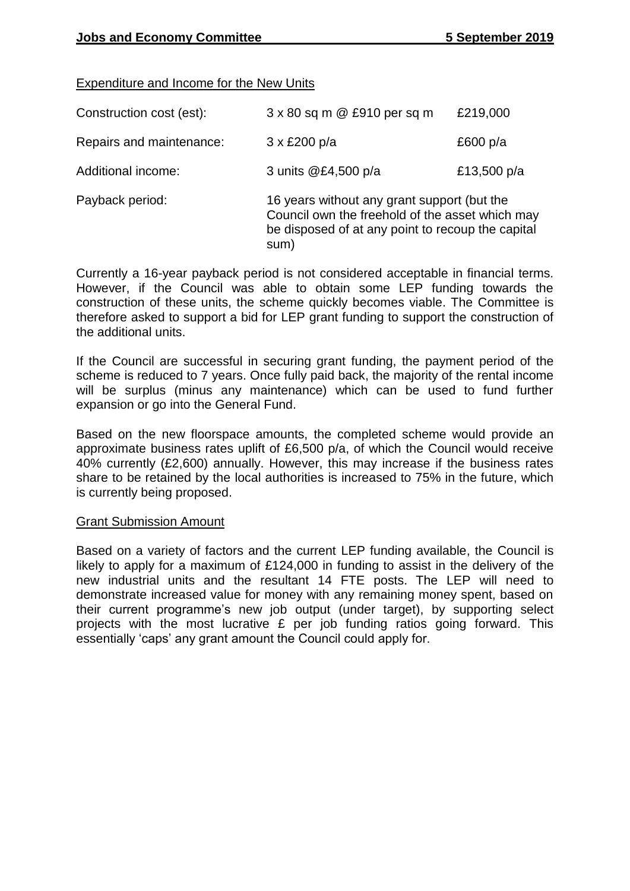Expenditure and Income for the New Units

| | | |
|---|---|---|
| Construction cost (est): | 3 x 80 sq m @ £910 per sq m | £219,000 |
| Repairs and maintenance: | 3 x £200 p/a | £600 p/a |
| Additional income: | 3 units @£4,500 p/a | £13,500 p/a |
| Payback period: | 16 years without any grant support (but the Council own the freehold of the asset which may be disposed of at any point to recoup the capital sum) | |

Currently a 16-year payback period is not considered acceptable in financial terms. However, if the Council was able to obtain some LEP funding towards the construction of these units, the scheme quickly becomes viable. The Committee is therefore asked to support a bid for LEP grant funding to support the construction of the additional units.

If the Council are successful in securing grant funding, the payment period of the scheme is reduced to 7 years. Once fully paid back, the majority of the rental income will be surplus (minus any maintenance) which can be used to fund further expansion or go into the General Fund.

Based on the new floorspace amounts, the completed scheme would provide an approximate business rates uplift of £6,500 p/a, of which the Council would receive 40% currently (£2,600) annually. However, this may increase if the business rates share to be retained by the local authorities is increased to 75% in the future, which is currently being proposed.

Grant Submission Amount

Based on a variety of factors and the current LEP funding available, the Council is likely to apply for a maximum of £124,000 in funding to assist in the delivery of the new industrial units and the resultant 14 FTE posts. The LEP will need to demonstrate increased value for money with any remaining money spent, based on their current programme's new job output (under target), by supporting select projects with the most lucrative £ per job funding ratios going forward. This essentially 'caps' any grant amount the Council could apply for.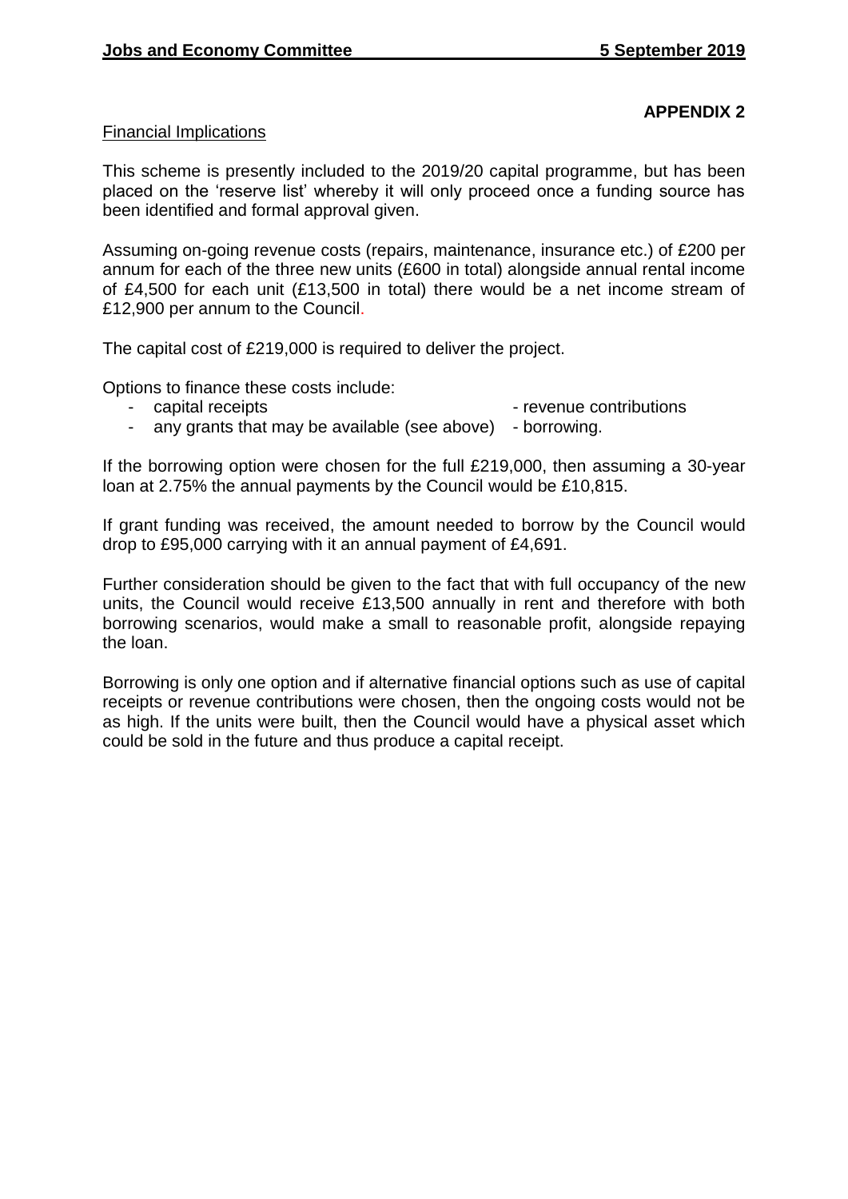**APPENDIX 2**

<u>Financial Implications</u>

This scheme is presently included to the 2019/20 capital programme, but has been placed on the 'reserve list' whereby it will only proceed once a funding source has been identified and formal approval given.

Assuming on-going revenue costs (repairs, maintenance, insurance etc.) of £200 per annum for each of the three new units (£600 in total) alongside annual rental income of £4,500 for each unit (£13,500 in total) there would be a net income stream of £12,900 per annum to the Council.

The capital cost of £219,000 is required to deliver the project.

Options to finance these costs include:

- capital receipts
- any grants that may be available (see above)
- revenue contributions
- borrowing.

If the borrowing option were chosen for the full £219,000, then assuming a 30-year loan at 2.75% the annual payments by the Council would be £10,815.

If grant funding was received, the amount needed to borrow by the Council would drop to £95,000 carrying with it an annual payment of £4,691.

Further consideration should be given to the fact that with full occupancy of the new units, the Council would receive £13,500 annually in rent and therefore with both borrowing scenarios, would make a small to reasonable profit, alongside repaying the loan.

Borrowing is only one option and if alternative financial options such as use of capital receipts or revenue contributions were chosen, then the ongoing costs would not be as high. If the units were built, then the Council would have a physical asset which could be sold in the future and thus produce a capital receipt.